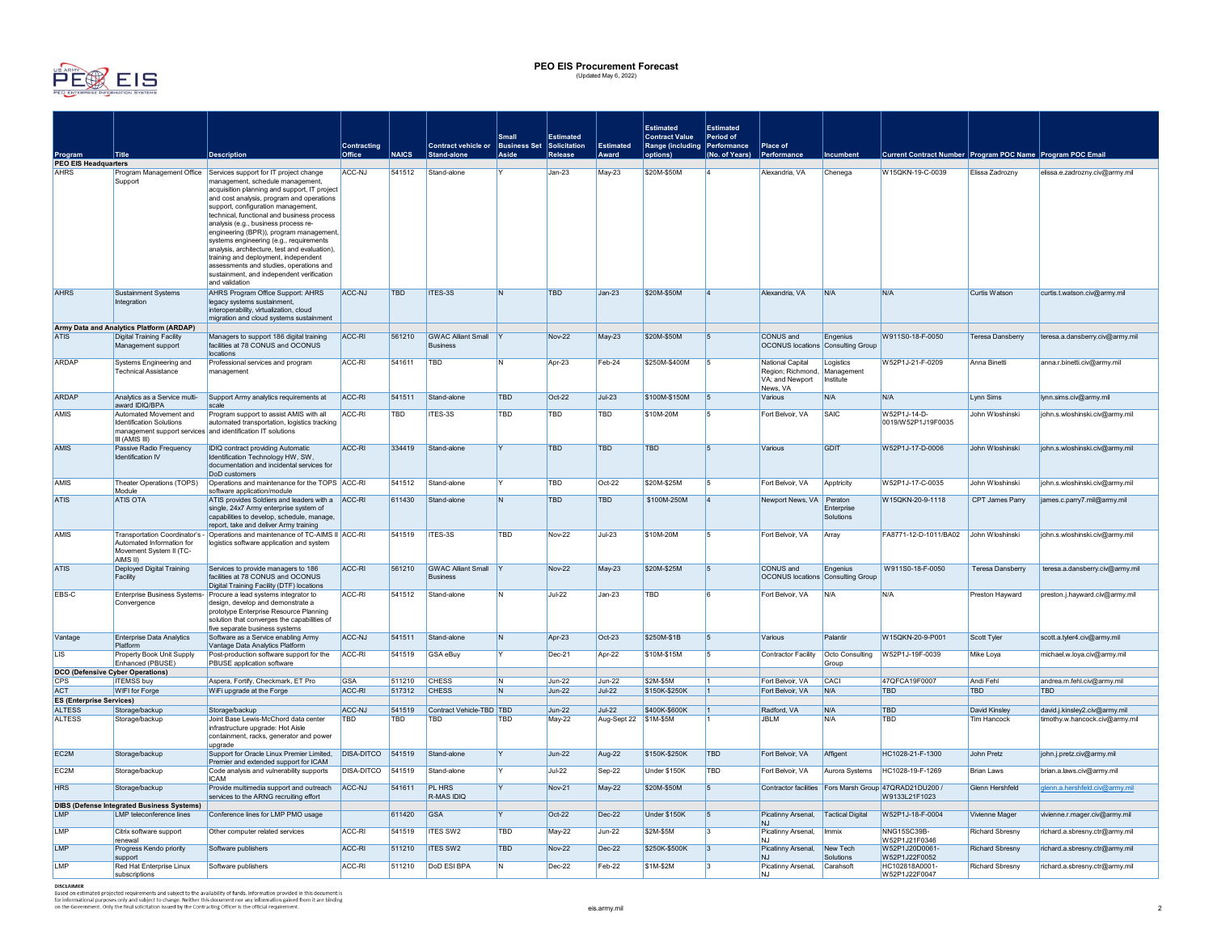# PEO EIS Procurement Forecast

(Updated May 6, 2022)

| Program | Title | Description | Contracting Office | NAICS | Contract vehicle or Stand-alone | Small Business Set Aside | Estimated Solicitation Release | Estimated Award | Estimated Contract Value Range (including options) | Estimated Period of Performance (No. of Years) | Place of Performance | Incumbent | Current Contract Number | Program POC Name | Program POC Email |
|---|---|---|---|---|---|---|---|---|---|---|---|---|---|---|---|
| **PEO EIS Headquarters** | | | | | | | | | | | | | | | |
| AHRS | Program Management Office Support | Services support for IT project change management, schedule management, acquisition planning and support, IT project and cost analysis, program and operations support, configuration management, technical, functional and business process analysis (e.g., business process re-engineering (BPR)), program management, systems engineering (e.g., requirements analysis, architecture, test and evaluation), training and deployment, independent assessments and studies, operations and sustainment, and independent verification and validation | ACC-NJ | 541512 | Stand-alone | Y | Jan-23 | May-23 | $20M-$50M | 4 | Alexandria, VA | Chenega | W15QKN-19-C-0039 | Elissa Zadrozny | elissa.e.zadrozny.civ@army.mil |
| AHRS | Sustainment Systems Integration | AHRS Program Office Support: AHRS legacy systems sustainment, interoperability, virtualization, cloud migration and cloud systems sustainment | ACC-NJ | TBD | ITES-3S | N | TBD | Jan-23 | $20M-$50M | 4 | Alexandria, VA | N/A | N/A | Curtis Watson | curtis.t.watson.civ@army.mil |
| **Army Data and Analytics Platform (ARDAP)** | | | | | | | | | | | | | | | |
| ATIS | Digital Training Facility Management support | Managers to support 186 digital training facilities at 78 CONUS and OCONUS locations | ACC-RI | 561210 | GWAC Alliant Small Business | Y | Nov-22 | May-23 | $20M-$50M | 5 | CONUS and OCONUS locations | Engenius Consulting Group | W911S0-18-F-0050 | Teresa Dansberry | teresa.a.dansberry.civ@army.mil |
| ARDAP | Systems Engineering and Technical Assistance | Professional services and program management | ACC-RI | 541611 | TBD | N | Apr-23 | Feb-24 | $250M-$400M | 5 | National Capital Region; Richmond, VA; and Newport News, VA | Logistics Management Institute | W52P1J-21-F-0209 | Anna Binetti | anna.r.binetti.civ@army.mil |
| ARDAP | Analytics as a Service multi-award IDIQ/BPA | Support Army analytics requirements at scale | ACC-RI | 541511 | Stand-alone | TBD | Oct-22 | Jul-23 | $100M-$150M | 5 | Various | N/A | N/A | Lynn Sims | lynn.sims.civ@army.mil |
| AMIS | Automated Movement and Identification Solutions management support services III (AMIS III) | Program support to assist AMIS with all automated transportation, logistics tracking and identification IT solutions | ACC-RI | TBD | ITES-3S | TBD | TBD | TBD | $10M-20M | 5 | Fort Belvoir, VA | SAIC | W52P1J-14-D-0019/W52P1J19F0035 | John Wloshinski | john.s.wloshinski.civ@army.mil |
| AMIS | Passive Radio Frequency Identification IV | IDIQ contract providing Automatic Identification Technology HW, SW, documentation and incidental services for DoD customers | ACC-RI | 334419 | Stand-alone | Y | TBD | TBD | TBD | 5 | Various | GDIT | W52P1J-17-D-0006 | John Wloshinski | john.s.wloshinski.civ@army.mil |
| AMIS | Theater Operations (TOPS) Module | Operations and maintenance for the TOPS software application/module | ACC-RI | 541512 | Stand-alone | Y | TBD | Oct-22 | $20M-$25M | 5 | Fort Belvoir, VA | Apptricity | W52P1J-17-C-0035 | John Wloshinski | john.s.wloshinski.civ@army.mil |
| ATIS | ATIS OTA | ATIS provides Soldiers and leaders with a single, 24x7 Army enterprise system of capabilities to develop, schedule, manage, report, take and deliver Army training | ACC-RI | 611430 | Stand-alone | N | TBD | TBD | $100M-250M | 4 | Newport News, VA | Peraton Enterprise Solutions | W15QKN-20-9-1118 | CPT James Parry | james.c.parry7.mil@army.mil |
| AMIS | Transportation Coordinator's - Automated Information for Movement System II (TC-AIMS II) | Operations and maintenance of TC-AIMS II logistics software application and system | ACC-RI | 541519 | ITES-3S | TBD | Nov-22 | Jul-23 | $10M-20M | 5 | Fort Belvoir, VA | Array | FA8771-12-D-1011/BA02 | John Wloshinski | john.s.wloshinski.civ@army.mil |
| ATIS | Deployed Digital Training Facility | Services to provide managers to 186 facilities at 78 CONUS and OCONUS Digital Training Facility (DTF) locations | ACC-RI | 561210 | GWAC Alliant Small Business | Y | Nov-22 | May-23 | $20M-$25M | 5 | CONUS and OCONUS locations | Engenius Consulting Group | W911S0-18-F-0050 | Teresa Dansberry | teresa.a.dansberry.civ@army.mil |
| EBS-C | Enterprise Business Systems-Convergence | Procure a lead systems integrator to design, develop and demonstrate a prototype Enterprise Resource Planning solution that converges the capabilities of five separate business systems | ACC-RI | 541512 | Stand-alone | N | Jul-22 | Jan-23 | TBD | 6 | Fort Belvoir, VA | N/A | N/A | Preston Hayward | preston.j.hayward.civ@army.mil |
| Vantage | Enterprise Data Analytics Platform | Software as a Service enabling Army Vantage Data Analytics Platform | ACC-NJ | 541511 | Stand-alone | N | Apr-23 | Oct-23 | $250M-$1B | 5 | Various | Palantir | W15QKN-20-9-P001 | Scott Tyler | scott.a.tyler4.civ@army.mil |
| LIS | Property Book Unit Supply Enhanced (PBUSE) | Post-production software support for the PBUSE application software | ACC-RI | 541519 | GSA eBuy | Y | Dec-21 | Apr-22 | $10M-$15M | 5 | Contractor Facility | Octo Consulting Group | W52P1J-19F-0039 | Mike Loya | michael.w.loya.civ@army.mil |
| **DCO (Defensive Cyber Operations)** | | | | | | | | | | | | | | | |
| CPS | ITEMSS buy | Aspera, Fortify, Checkmark, ET Pro | GSA | 511210 | CHESS | N | Jun-22 | Jun-22 | $2M-$5M | 1 | Fort Belvoir, VA | CACI | 47QFCA19F0007 | Andi Fehl | andrea.m.fehl.civ@army.mil |
| ACT | WIFI for Forge | WiFi upgrade at the Forge | ACC-RI | 517312 | CHESS | N | Jun-22 | Jul-22 | $150K-$250K | 1 | Fort Belvoir, VA | N/A | TBD | TBD | TBD |
| **ES (Enterprise Services)** | | | | | | | | | | | | | | | |
| ALTESS | Storage/backup | Storage/backup | ACC-NJ | 541519 | Contract Vehicle-TBD | TBD | Jun-22 | Jul-22 | $400K-$600K | 1 | Radford, VA | N/A | TBD | David Kinsley | david.j.kinsley2.civ@army.mil |
| ALTESS | Storage/backup | Joint Base Lewis-McChord data center infrastructure upgrade: Hot Aisle containment, racks, generator and power upgrade | TBD | TBD | TBD | TBD | May-22 | Aug-Sept 22 | $1M-$5M | 1 | JBLM | N/A | TBD | Tim Hancock | timothy.w.hancock.civ@army.mil |
| EC2M | Storage/backup | Support for Oracle Linux Premier Limited, Premier and extended support for ICAM | DISA-DITCO | 541519 | Stand-alone | Y | Jun-22 | Aug-22 | $150K-$250K | TBD | Fort Belvoir, VA | Affigent | HC1028-21-F-1300 | John Pretz | john.j.pretz.civ@army.mil |
| EC2M | Storage/backup | Code analysis and vulnerability supports ICAM | DISA-DITCO | 541519 | Stand-alone | Y | Jul-22 | Sep-22 | Under $150K | TBD | Fort Belvoir, VA | Aurora Systems | HC1028-19-F-1269 | Brian Laws | brian.a.laws.civ@army.mil |
| HRS | Storage/backup | Provide multimedia support and outreach services to the ARNG recruiting effort | ACC-NJ | 541611 | PL HRS R-MAS IDIQ | Y | Nov-21 | May-22 | $20M-$50M | 5 | Contractor facilities | Fors Marsh Group | 47QRAD21DU200 / W9133L21F1023 | Glenn Hershfeld | glenn.a.hershfeld.civ@army.mil |
| **DIBS (Defense Integrated Business Systems)** | | | | | | | | | | | | | | | |
| LMP | LMP teleconference lines | Conference lines for LMP PMO usage | | 611420 | GSA | Y | Oct-22 | Dec-22 | Under $150K | 5 | Picatinny Arsenal, NJ | Tactical Digital | W52P1J-18-F-0004 | Vivienne Mager | vivienne.r.mager.civ@army.mil |
| LMP | Citrix software support renewal | Other computer related services | ACC-RI | 541519 | ITES SW2 | TBD | May-22 | Jun-22 | $2M-$5M | 3 | Picatinny Arsenal, NJ | Immix | NNG15SC39B-W52P1J21F0346 | Richard Sbresny | richard.a.sbresny.ctr@army.mil |
| LMP | Progress Kendo priority support | Software publishers | ACC-RI | 511210 | ITES SW2 | TBD | Nov-22 | Dec-22 | $250K-$500K | 3 | Picatinny Arsenal, NJ | New Tech Solutions | W52P1J20D0061-W52P1J22F0052 | Richard Sbresny | richard.a.sbresny.ctr@army.mil |
| LMP | Red Hat Enterprise Linux subscriptions | Software publishers | ACC-RI | 511210 | DoD ESI BPA | N | Dec-22 | Feb-22 | $1M-$2M | 3 | Picatinny Arsenal, NJ | Carahsoft | HC102818A0001-W52P1J22F0047 | Richard Sbresny | richard.a.sbresny.ctr@army.mil |

**DISCLAIMER**
Based on estimated projected requirements and subject to the availability of funds. Information provided in this document is for informational purposes only and subject to change. Neither this document nor any information gained from it are binding on the Government. Only the final solicitation issued by the Contracting Officer is the official requirement.

eis.army.mil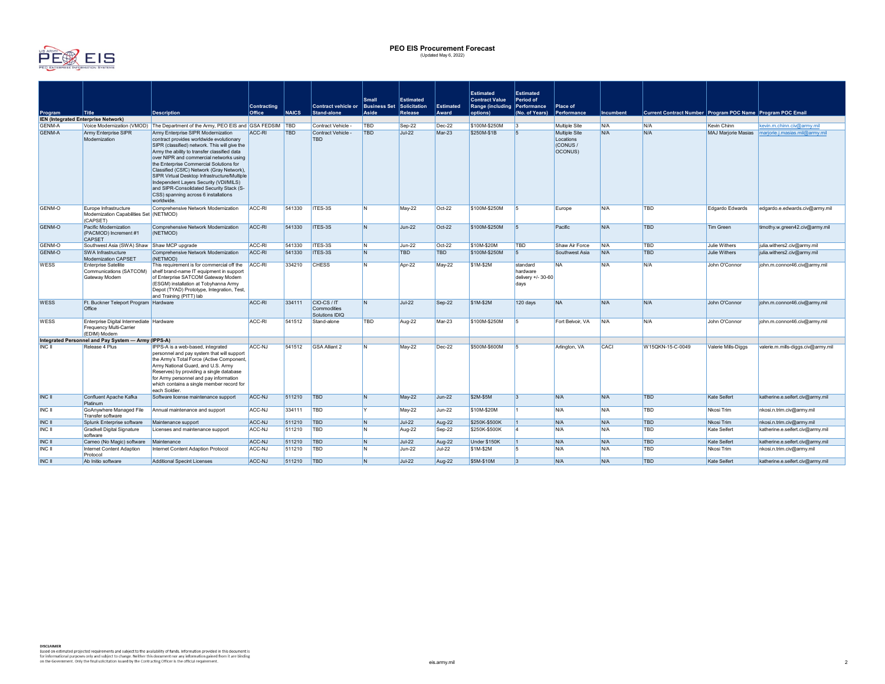# PEO EIS Procurement Forecast

(Updated May 6, 2022)

| Program | Title | Description | Contracting Office | NAICS | Contract vehicle or Stand-alone | Small Business Set Aside | Estimated Solicitation Release | Estimated Award | Estimated Contract Value Range (including options) | Estimated Period of Performance (No. of Years) | Place of Performance | Incumbent | Current Contract Number | Program POC Name | Program POC Email |
|---|---|---|---|---|---|---|---|---|---|---|---|---|---|---|---|
| **IEN (Integrated Enterprise Network)** | | | | | | | | | | | | | | | |
| GENM-A | Voice Modernization (VMOD) | The Department of the Army, PEO EIS and | GSA FEDSIM | TBD | Contract Vehicle - | TBD | Sep-22 | Dec-22 | $100M-$250M | 3 | Multiple Site | N/A | N/A | Kevin Chinn | kevin.m.chinn.civ@army.mil |
| GENM-A | Army Enterprise SIPR Modernization | Army Enterprise SIPR Modernization contract provides worldwide evolutionary SIPR (classified) network. This will give the Army the ability to transfer classified data over NIPR and commercial networks using the Enterprise Commercial Solutions for Classified (CSfC) Network (Gray Network), SIPR Virtual Desktop Infrastructure/Multiple Independent Layers Security (VDI/MILS) and SIPR-Consolidated Security Stack (S-CSS) spanning across 6 installations worldwide. | ACC-RI | TBD | Contract Vehicle - TBD | TBD | Jul-22 | Mar-23 | $250M-$1B | 5 | Multiple Site Locations (CONUS / OCONUS) | N/A | N/A | MAJ Marjorie Masias | marjorie.j.masias.mil@army.mil |
| GENM-O | Europe Infrastructure Modernization Capabilities Set (CAPSET) | Comprehensive Network Modernization (NETMOD) | ACC-RI | 541330 | ITES-3S | N | May-22 | Oct-22 | $100M-$250M | 5 | Europe | N/A | TBD | Edgardo Edwards | edgardo.e.edwards.civ@army.mil |
| GENM-O | Pacific Modernization (PACMOD) Increment #1 CAPSET | Comprehensive Network Modernization (NETMOD) | ACC-RI | 541330 | ITES-3S | N | Jun-22 | Oct-22 | $100M-$250M | 5 | Pacific | N/A | TBD | Tim Green | timothy.w.green42.civ@army.mil |
| GENM-O | Southwest Asia (SWA) Shaw | Shaw MCP upgrade | ACC-RI | 541330 | ITES-3S | N | Jun-22 | Oct-22 | $10M-$20M | TBD | Shaw Air Force | N/A | TBD | Julie Withers | julia.withers2.civ@army.mil |
| GENM-O | SWA Infrastructure Modernization CAPSET | Comprehensive Network Modernization (NETMOD) | ACC-RI | 541330 | ITES-3S | N | TBD | TBD | $100M-$250M | 5 | Southwest Asia | N/A | TBD | Julie Withers | julia.withers2.civ@army.mil |
| WESS | Enterprise Satellite Communications (SATCOM) Gateway Modem | This requirement is for commercial off the shelf brand-name IT equipment in support of Enterprise SATCOM Gateway Modem (ESGM) installation at Tobyhanna Army Depot (TYAD) Prototype, Integration, Test, and Training (PITT) lab | ACC-RI | 334210 | CHESS | N | Apr-22 | May-22 | $1M-$2M | standard hardware delivery +/- 30-60 days | NA | N/A | N/A | John O'Connor | john.m.connor46.civ@army.mil |
| WESS | Ft. Buckner Teleport Program Office | Hardware | ACC-RI | 334111 | CIO-CS / IT Commodities Solutions IDIQ | N | Jul-22 | Sep-22 | $1M-$2M | 120 days | NA | N/A | N/A | John O'Connor | john.m.connor46.civ@army.mil |
| WESS | Enterprise Digital Intermediate Frequency Multi-Carrier (EDIM) Modem | Hardware | ACC-RI | 541512 | Stand-alone | TBD | Aug-22 | Mar-23 | $100M-$250M | 5 | Fort Belvoir, VA | N/A | N/A | John O'Connor | john.m.connor46.civ@army.mil |
| **Integrated Personnel and Pay System — Army (IPPS-A)** | | | | | | | | | | | | | | | |
| INC II | Release 4 Plus | IPPS-A is a web-based, integrated personnel and pay system that will support the Army's Total Force (Active Component, Army National Guard, and U.S. Army Reserves) by providing a single database for Army personnel and pay information which contains a single member record for each Soldier. | ACC-NJ | 541512 | GSA Alliant 2 | N | May-22 | Dec-22 | $500M-$600M | 5 | Arlington, VA | CACI | W15QKN-15-C-0049 | Valerie Mills-Diggs | valerie.m.mills-diggs.civ@army.mil |
| INC II | Confluent Apache Kafka Platinum | Software license maintenance support | ACC-NJ | 511210 | TBD | N | May-22 | Jun-22 | $2M-$5M | 3 | N/A | N/A | TBD | Kate Seifert | katherine.e.seifert.civ@army.mil |
| INC II | GoAnywhere Managed File Transfer software | Annual maintenance and support | ACC-NJ | 334111 | TBD | Y | May-22 | Jun-22 | $10M-$20M | 1 | N/A | N/A | TBD | Nkosi Trim | nkosi.n.trim.civ@army.mil |
| INC II | Splunk Enterprise software | Maintenance support | ACC-NJ | 511210 | TBD | N | Jul-22 | Aug-22 | $250K-$500K | 1 | N/A | N/A | TBD | Nkosi Trim | nkosi.n.trim.civ@army.mil |
| INC II | Gradkell Digital Signature software | Licenses and maintenance support | ACC-NJ | 511210 | TBD | N | Aug-22 | Sep-22 | $250K-$500K | 4 | N/A | N/A | TBD | Kate Seifert | katherine.e.seifert.civ@army.mil |
| INC II | Cameo (No Magic) software | Maintenance | ACC-NJ | 511210 | TBD | N | Jul-22 | Aug-22 | Under $150K | 1 | N/A | N/A | TBD | Kate Seifert | katherine.e.seifert.civ@army.mil |
| INC II | Internet Content Adaption Protocol | Internet Content Adaption Protocol | ACC-NJ | 511210 | TBD | N | Jun-22 | Jul-22 | $1M-$2M | 5 | N/A | N/A | TBD | Nkosi Trim | nkosi.n.trim.civ@army.mil |
| INC II | Ab Initio software | Additional Specint Licenses | ACC-NJ | 511210 | TBD | N | Jul-22 | Aug-22 | $5M-$10M | 3 | N/A | N/A | TBD | Kate Seifert | katherine.e.seifert.civ@army.mil |

**DISCLAIMER**
Based on estimated projected requirements and subject to the availability of funds. Information provided in this document is for informational purposes only and subject to change. Neither this document nor any information gained from it are binding on the Government. Only the final solicitation issued by the Contracting Officer is the official requirement.

eis.army.mil